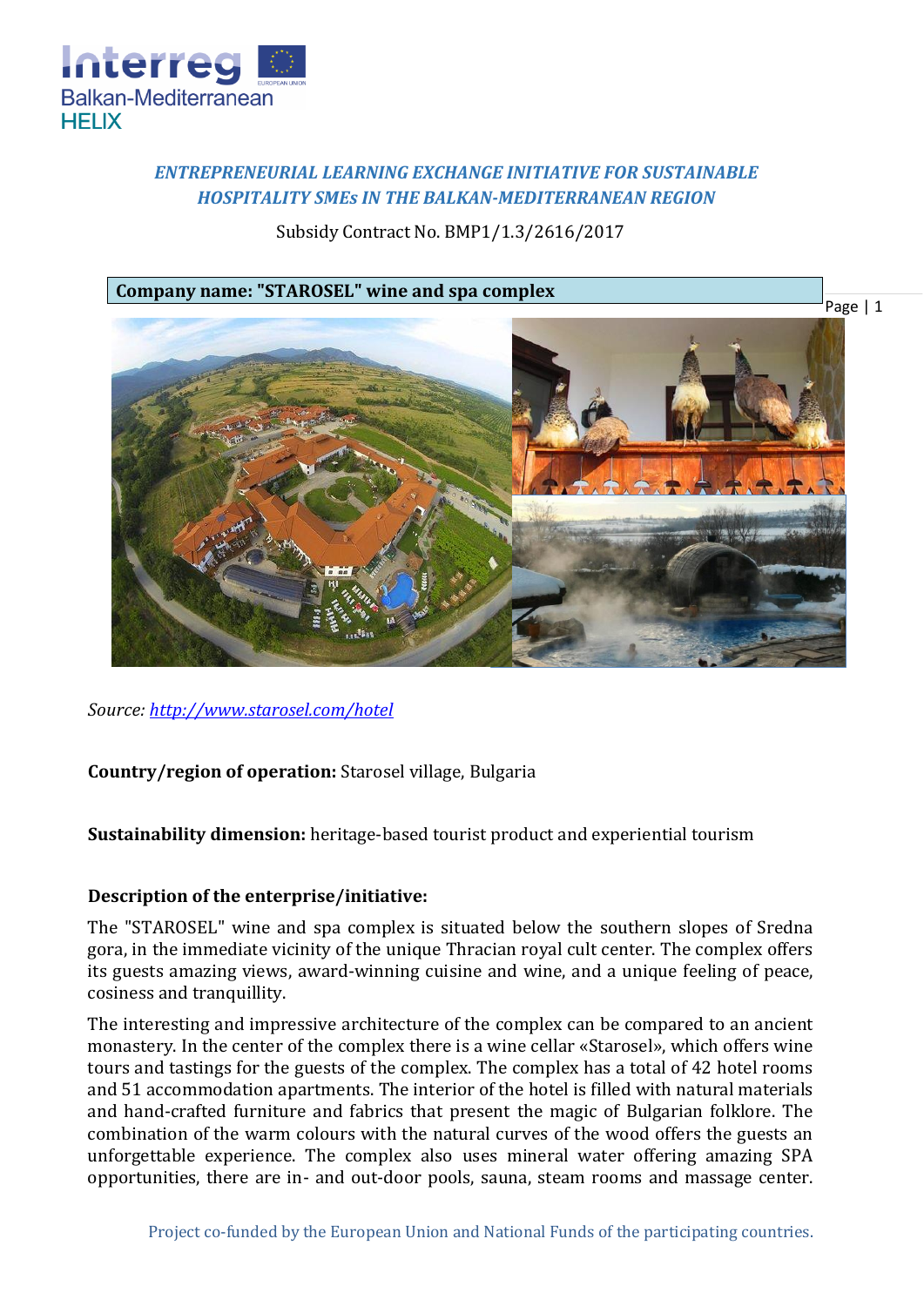*ENTREPRENEURIAL LEARNING EXCHANGE INITIATIVE FOR SUSTAINABLE HOSPITALITY SMEs IN THE BALKAN-MEDITERRANEAN REGION*

Subsidy Contract No. BMP1/1.3/2616/2017

**Company name: "STAROSEL" wine and spa complex**

*Source: http://www.starosel.com/hotel*

**Country/region of operation:** Starosel village, Bulgaria

**Sustainability dimension:** heritage-based tourist product and experiential tourism

**Description of the enterprise/initiative:**

The "STAROSEL" wine and spa complex is situated below the southern slopes of Sredna gora, in the immediate vicinity of the unique Thracian royal cult center. The complex offers its guests amazing views, award-winning cuisine and wine, and a unique feeling of peace, cosiness and tranquillity.

The interesting and impressive architecture of the complex can be compared to an ancient monastery. In the center of the complex there is a wine cellar «Starosel», which offers wine tours and tastings for the guests of the complex. The complex has a total of 42 hotel rooms and 51 accommodation apartments. The interior of the hotel is filled with natural materials and hand-crafted furniture and fabrics that present the magic of Bulgarian folklore. The combination of the warm colours with the natural curves of the wood offers the guests an unforgettable experience. The complex also uses mineral water offering amazing SPA opportunities, there are in- and out-door pools, sauna, steam rooms and massage center.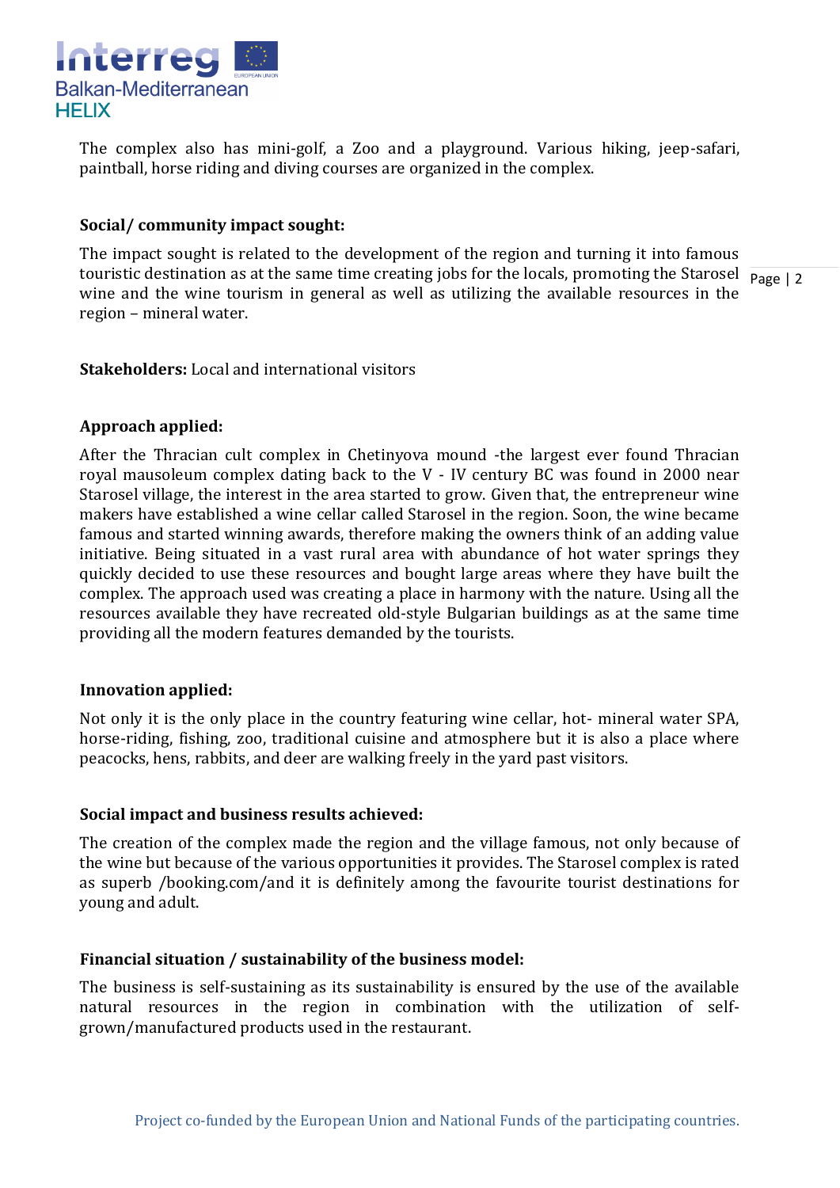The complex also has mini-golf, a Zoo and a playground. Various hiking, jeep-safari, paintball, horse riding and diving courses are organized in the complex.

**Social/ community impact sought:**

The impact sought is related to the development of the region and turning it into famous touristic destination as at the same time creating jobs for the locals, promoting the Starosel wine and the wine tourism in general as well as utilizing the available resources in the region – mineral water.

**Stakeholders:** Local and international visitors

**Approach applied:**

After the Thracian cult complex in Chetinyova mound -the largest ever found Thracian royal mausoleum complex dating back to the V - IV century BC was found in 2000 near Starosel village, the interest in the area started to grow. Given that, the entrepreneur wine makers have established a wine cellar called Starosel in the region. Soon, the wine became famous and started winning awards, therefore making the owners think of an adding value initiative. Being situated in a vast rural area with abundance of hot water springs they quickly decided to use these resources and bought large areas where they have built the complex. The approach used was creating a place in harmony with the nature. Using all the resources available they have recreated old-style Bulgarian buildings as at the same time providing all the modern features demanded by the tourists.

**Innovation applied:**

Not only it is the only place in the country featuring wine cellar, hot- mineral water SPA, horse-riding, fishing, zoo, traditional cuisine and atmosphere but it is also a place where peacocks, hens, rabbits, and deer are walking freely in the yard past visitors.

**Social impact and business results achieved:**

The creation of the complex made the region and the village famous, not only because of the wine but because of the various opportunities it provides. The Starosel complex is rated as superb /booking.com/and it is definitely among the favourite tourist destinations for young and adult.

**Financial situation / sustainability of the business model:**

The business is self-sustaining as its sustainability is ensured by the use of the available natural resources in the region in combination with the utilization of self-grown/manufactured products used in the restaurant.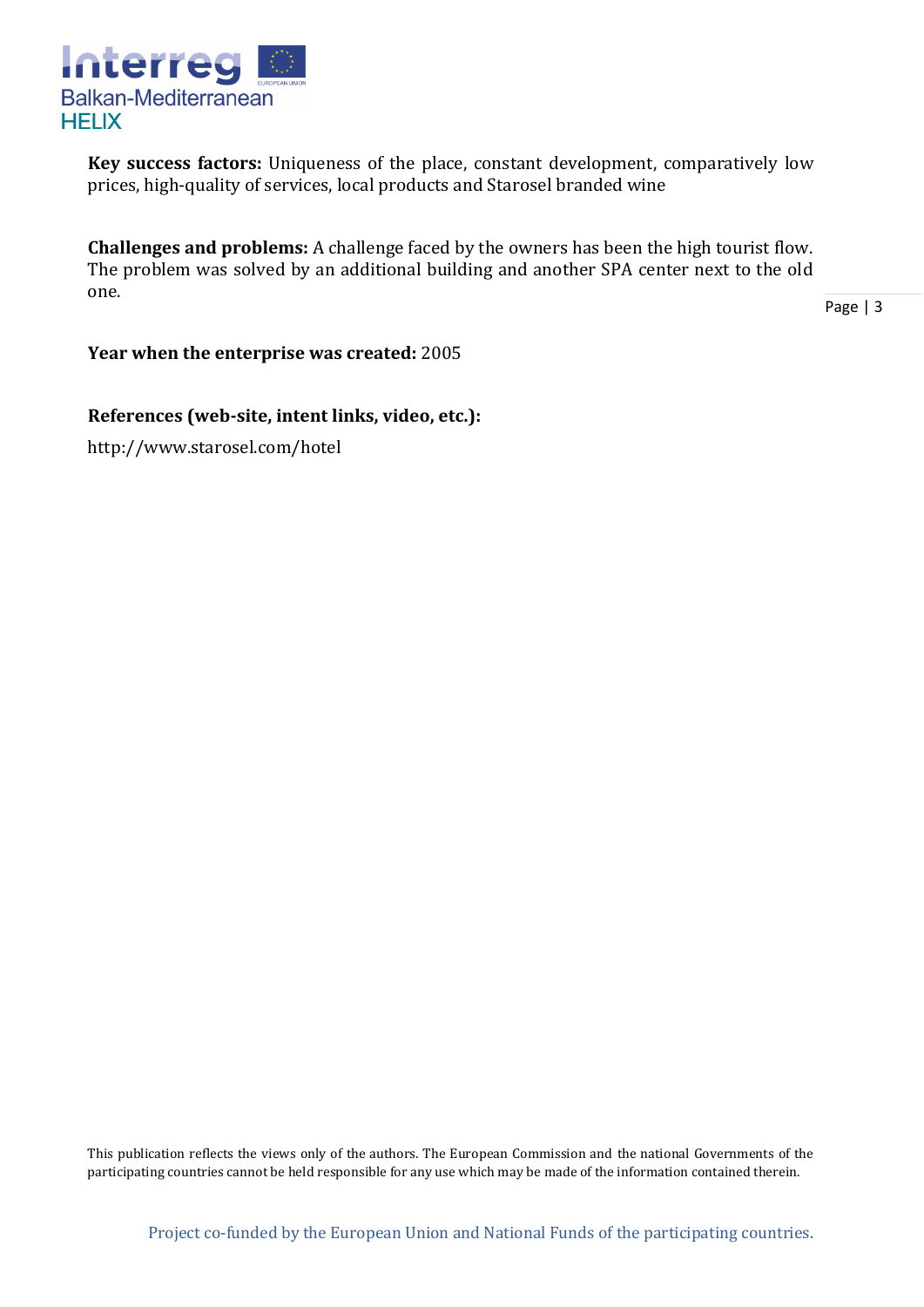**Key success factors:** Uniqueness of the place, constant development, comparatively low prices, high-quality of services, local products and Starosel branded wine

**Challenges and problems:** A challenge faced by the owners has been the high tourist flow. The problem was solved by an additional building and another SPA center next to the old one.

**Year when the enterprise was created:** 2005

**References (web-site, intent links, video, etc.):**

http://www.starosel.com/hotel

This publication reflects the views only of the authors. The European Commission and the national Governments of the participating countries cannot be held responsible for any use which may be made of the information contained therein.

Project co-funded by the European Union and National Funds of the participating countries.